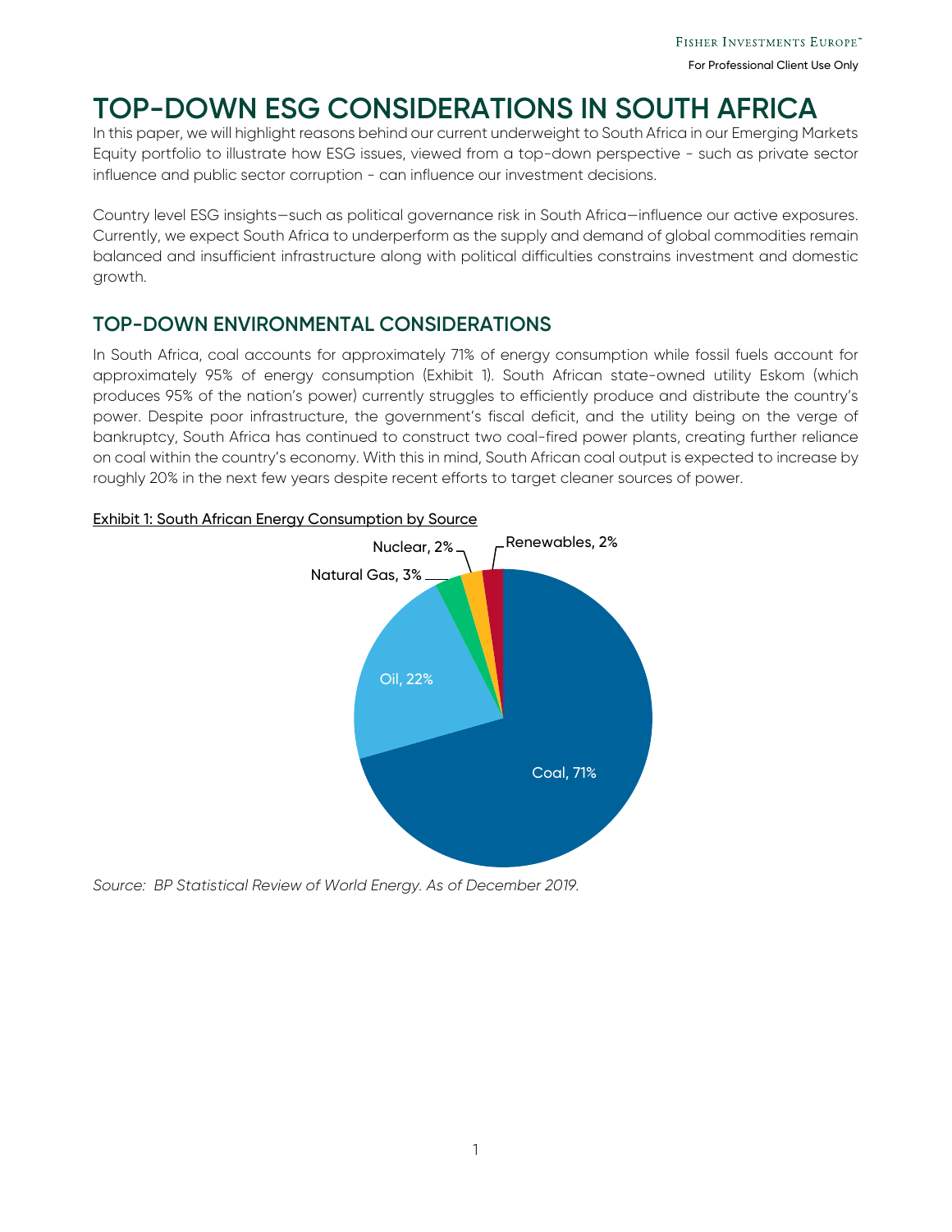# TOP-DOWN ESG CONSIDERATIONS IN SOUTH AFRICA

In this paper, we will highlight reasons behind our current underweight to South Africa in our Emerging Markets Equity portfolio to illustrate how ESG issues, viewed from a top-down perspective - such as private sector influence and public sector corruption - can influence our investment decisions.

Country level ESG insights—such as political governance risk in South Africa—influence our active exposures. Currently, we expect South Africa to underperform as the supply and demand of global commodities remain balanced and insufficient infrastructure along with political difficulties constrains investment and domestic growth.

## TOP-DOWN ENVIRONMENTAL CONSIDERATIONS

In South Africa, coal accounts for approximately 71% of energy consumption while fossil fuels account for approximately 95% of energy consumption (Exhibit 1). South African state-owned utility Eskom (which produces 95% of the nation's power) currently struggles to efficiently produce and distribute the country's power. Despite poor infrastructure, the government's fiscal deficit, and the utility being on the verge of bankruptcy, South Africa has continued to construct two coal-fired power plants, creating further reliance on coal within the country's economy. With this in mind, South African coal output is expected to increase by roughly 20% in the next few years despite recent efforts to target cleaner sources of power.

Exhibit 1: South African Energy Consumption by Source

| Source | Share |
|---|---|
| Coal | 71% |
| Oil | 22% |
| Natural Gas | 3% |
| Nuclear | 2% |
| Renewables | 2% |

*Source: BP Statistical Review of World Energy. As of December 2019.*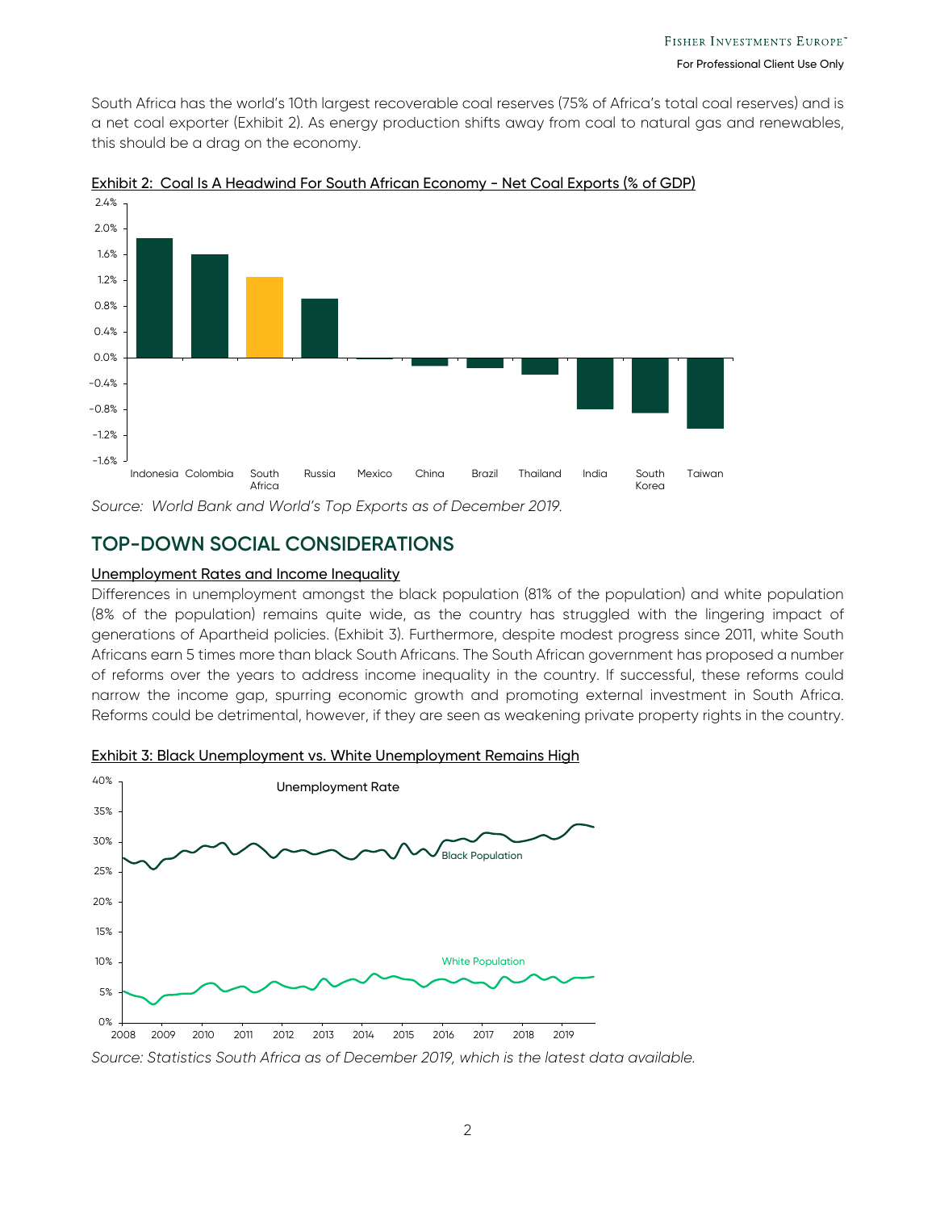South Africa has the world's 10th largest recoverable coal reserves (75% of Africa's total coal reserves) and is a net coal exporter (Exhibit 2). As energy production shifts away from coal to natural gas and renewables, this should be a drag on the economy.

Exhibit 2: Coal Is A Headwind For South African Economy - Net Coal Exports (% of GDP)

*Source: World Bank and World's Top Exports as of December 2019.*

## TOP-DOWN SOCIAL CONSIDERATIONS

### Unemployment Rates and Income Inequality

Differences in unemployment amongst the black population (81% of the population) and white population (8% of the population) remains quite wide, as the country has struggled with the lingering impact of generations of Apartheid policies. (Exhibit 3). Furthermore, despite modest progress since 2011, white South Africans earn 5 times more than black South Africans. The South African government has proposed a number of reforms over the years to address income inequality in the country. If successful, these reforms could narrow the income gap, spurring economic growth and promoting external investment in South Africa. Reforms could be detrimental, however, if they are seen as weakening private property rights in the country.

Exhibit 3: Black Unemployment vs. White Unemployment Remains High

*Source: Statistics South Africa as of December 2019, which is the latest data available.*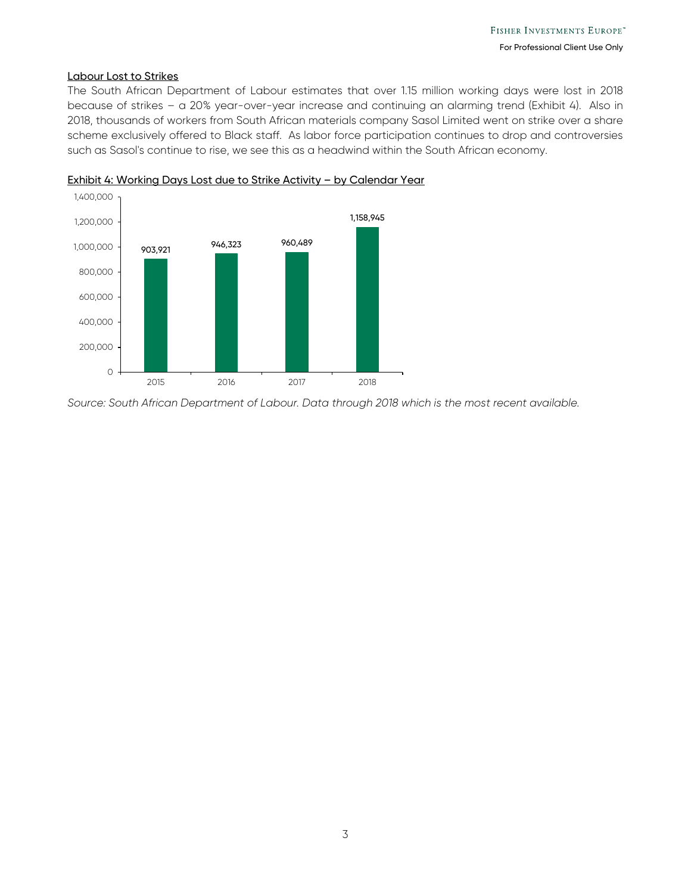## Labour Lost to Strikes

The South African Department of Labour estimates that over 1.15 million working days were lost in 2018 because of strikes – a 20% year-over-year increase and continuing an alarming trend (Exhibit 4). Also in 2018, thousands of workers from South African materials company Sasol Limited went on strike over a share scheme exclusively offered to Black staff. As labor force participation continues to drop and controversies such as Sasol's continue to rise, we see this as a headwind within the South African economy.

Exhibit 4: Working Days Lost due to Strike Activity – by Calendar Year

| Year | Working Days Lost |
|---|---|
| 2015 | 903,921 |
| 2016 | 946,323 |
| 2017 | 960,489 |
| 2018 | 1,158,945 |

*Source: South African Department of Labour. Data through 2018 which is the most recent available.*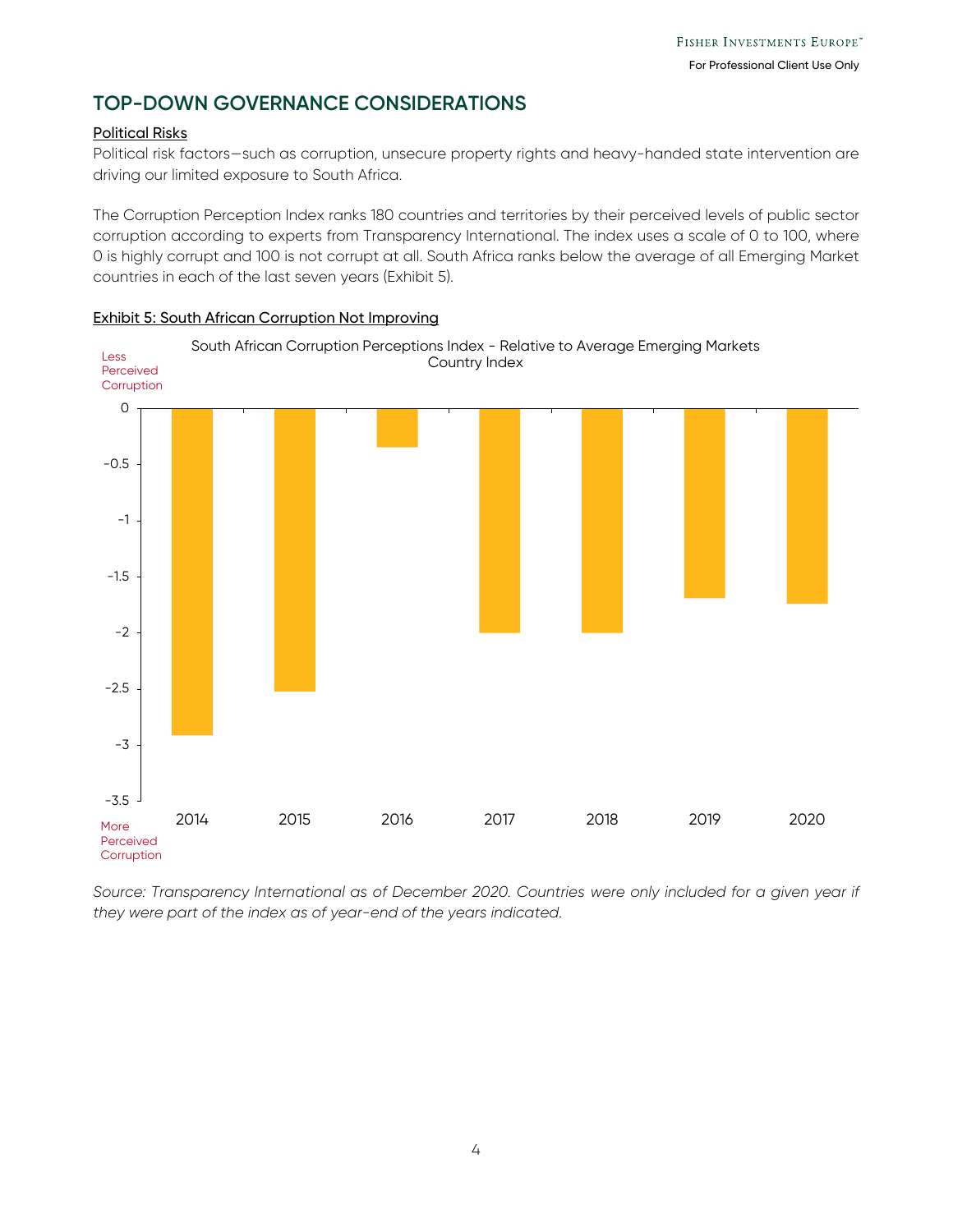## TOP-DOWN GOVERNANCE CONSIDERATIONS

### Political Risks

Political risk factors—such as corruption, unsecure property rights and heavy-handed state intervention are driving our limited exposure to South Africa.

The Corruption Perception Index ranks 180 countries and territories by their perceived levels of public sector corruption according to experts from Transparency International. The index uses a scale of 0 to 100, where 0 is highly corrupt and 100 is not corrupt at all. South Africa ranks below the average of all Emerging Market countries in each of the last seven years (Exhibit 5).

**Exhibit 5: South African Corruption Not Improving**

South African Corruption Perceptions Index - Relative to Average Emerging Markets Country Index

| Year | Relative Index (approx.) |
| --- | --- |
| 2014 | -2.9 |
| 2015 | -2.5 |
| 2016 | -0.35 |
| 2017 | -2.0 |
| 2018 | -2.0 |
| 2019 | -1.7 |
| 2020 | -1.75 |

(Y-axis: 0 = Less Perceived Corruption; -3.5 = More Perceived Corruption)

*Source: Transparency International as of December 2020. Countries were only included for a given year if they were part of the index as of year-end of the years indicated.*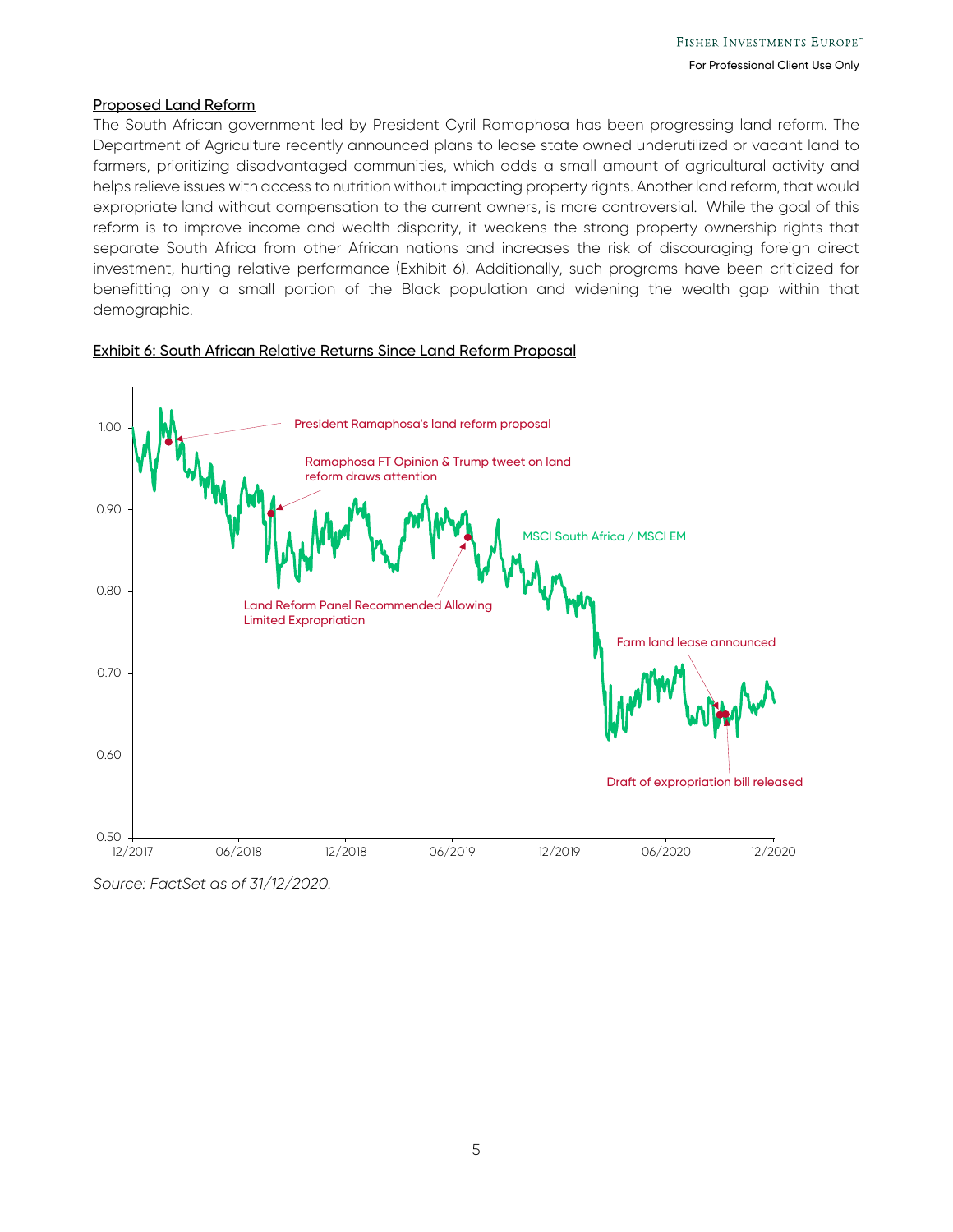## Proposed Land Reform

The South African government led by President Cyril Ramaphosa has been progressing land reform. The Department of Agriculture recently announced plans to lease state owned underutilized or vacant land to farmers, prioritizing disadvantaged communities, which adds a small amount of agricultural activity and helps relieve issues with access to nutrition without impacting property rights. Another land reform, that would expropriate land without compensation to the current owners, is more controversial. While the goal of this reform is to improve income and wealth disparity, it weakens the strong property ownership rights that separate South Africa from other African nations and increases the risk of discouraging foreign direct investment, hurting relative performance (Exhibit 6). Additionally, such programs have been criticized for benefitting only a small portion of the Black population and widening the wealth gap within that demographic.

Exhibit 6: South African Relative Returns Since Land Reform Proposal

*Source: FactSet as of 31/12/2020.*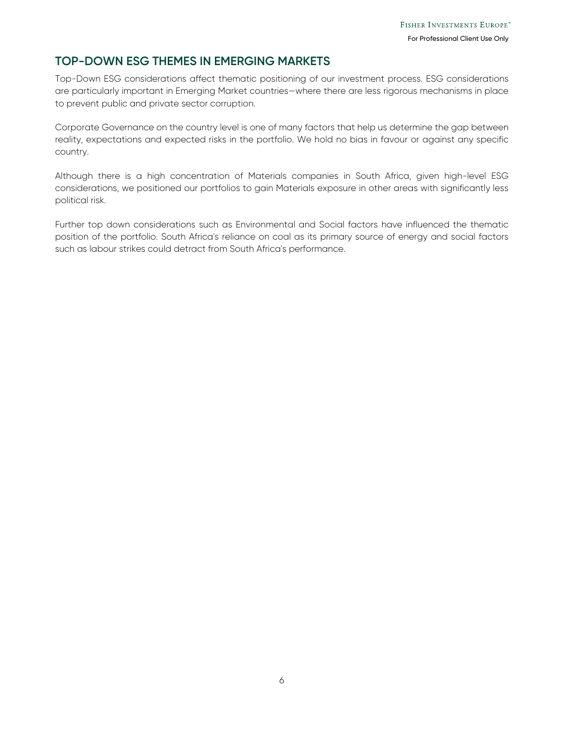## TOP-DOWN ESG THEMES IN EMERGING MARKETS

Top-Down ESG considerations affect thematic positioning of our investment process. ESG considerations are particularly important in Emerging Market countries—where there are less rigorous mechanisms in place to prevent public and private sector corruption.

Corporate Governance on the country level is one of many factors that help us determine the gap between reality, expectations and expected risks in the portfolio. We hold no bias in favour or against any specific country.

Although there is a high concentration of Materials companies in South Africa, given high-level ESG considerations, we positioned our portfolios to gain Materials exposure in other areas with significantly less political risk.

Further top down considerations such as Environmental and Social factors have influenced the thematic position of the portfolio. South Africa's reliance on coal as its primary source of energy and social factors such as labour strikes could detract from South Africa's performance.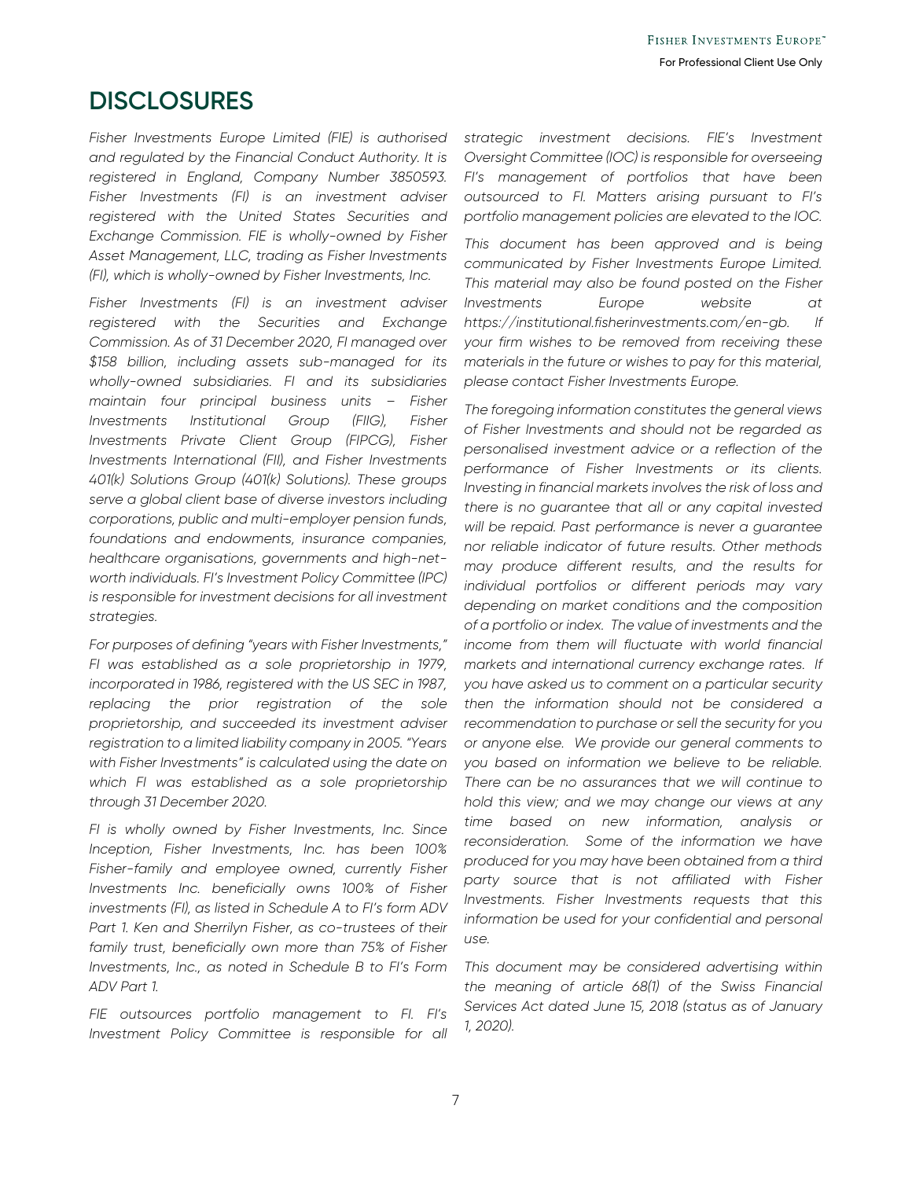# DISCLOSURES

*Fisher Investments Europe Limited (FIE) is authorised and regulated by the Financial Conduct Authority. It is registered in England, Company Number 3850593. Fisher Investments (FI) is an investment adviser registered with the United States Securities and Exchange Commission. FIE is wholly-owned by Fisher Asset Management, LLC, trading as Fisher Investments (FI), which is wholly-owned by Fisher Investments, Inc.*

*Fisher Investments (FI) is an investment adviser registered with the Securities and Exchange Commission. As of 31 December 2020, FI managed over $158 billion, including assets sub-managed for its wholly-owned subsidiaries. FI and its subsidiaries maintain four principal business units – Fisher Investments Institutional Group (FIIG), Fisher Investments Private Client Group (FIPCG), Fisher Investments International (FII), and Fisher Investments 401(k) Solutions Group (401(k) Solutions). These groups serve a global client base of diverse investors including corporations, public and multi-employer pension funds, foundations and endowments, insurance companies, healthcare organisations, governments and high-net-worth individuals. FI's Investment Policy Committee (IPC) is responsible for investment decisions for all investment strategies.*

*For purposes of defining "years with Fisher Investments," FI was established as a sole proprietorship in 1979, incorporated in 1986, registered with the US SEC in 1987, replacing the prior registration of the sole proprietorship, and succeeded its investment adviser registration to a limited liability company in 2005. "Years with Fisher Investments" is calculated using the date on which FI was established as a sole proprietorship through 31 December 2020.*

*FI is wholly owned by Fisher Investments, Inc. Since Inception, Fisher Investments, Inc. has been 100% Fisher-family and employee owned, currently Fisher Investments Inc. beneficially owns 100% of Fisher investments (FI), as listed in Schedule A to FI's form ADV Part 1. Ken and Sherrilyn Fisher, as co-trustees of their family trust, beneficially own more than 75% of Fisher Investments, Inc., as noted in Schedule B to FI's Form ADV Part 1.*

*FIE outsources portfolio management to FI. FI's Investment Policy Committee is responsible for all strategic investment decisions. FIE's Investment Oversight Committee (IOC) is responsible for overseeing FI's management of portfolios that have been outsourced to FI. Matters arising pursuant to FI's portfolio management policies are elevated to the IOC.*

*This document has been approved and is being communicated by Fisher Investments Europe Limited. This material may also be found posted on the Fisher Investments Europe website at https://institutional.fisherinvestments.com/en-gb. If your firm wishes to be removed from receiving these materials in the future or wishes to pay for this material, please contact Fisher Investments Europe.*

*The foregoing information constitutes the general views of Fisher Investments and should not be regarded as personalised investment advice or a reflection of the performance of Fisher Investments or its clients. Investing in financial markets involves the risk of loss and there is no guarantee that all or any capital invested will be repaid. Past performance is never a guarantee nor reliable indicator of future results. Other methods may produce different results, and the results for individual portfolios or different periods may vary depending on market conditions and the composition of a portfolio or index. The value of investments and the income from them will fluctuate with world financial markets and international currency exchange rates. If you have asked us to comment on a particular security then the information should not be considered a recommendation to purchase or sell the security for you or anyone else. We provide our general comments to you based on information we believe to be reliable. There can be no assurances that we will continue to hold this view; and we may change our views at any time based on new information, analysis or reconsideration. Some of the information we have produced for you may have been obtained from a third party source that is not affiliated with Fisher Investments. Fisher Investments requests that this information be used for your confidential and personal use.*

*This document may be considered advertising within the meaning of article 68(1) of the Swiss Financial Services Act dated June 15, 2018 (status as of January 1, 2020).*